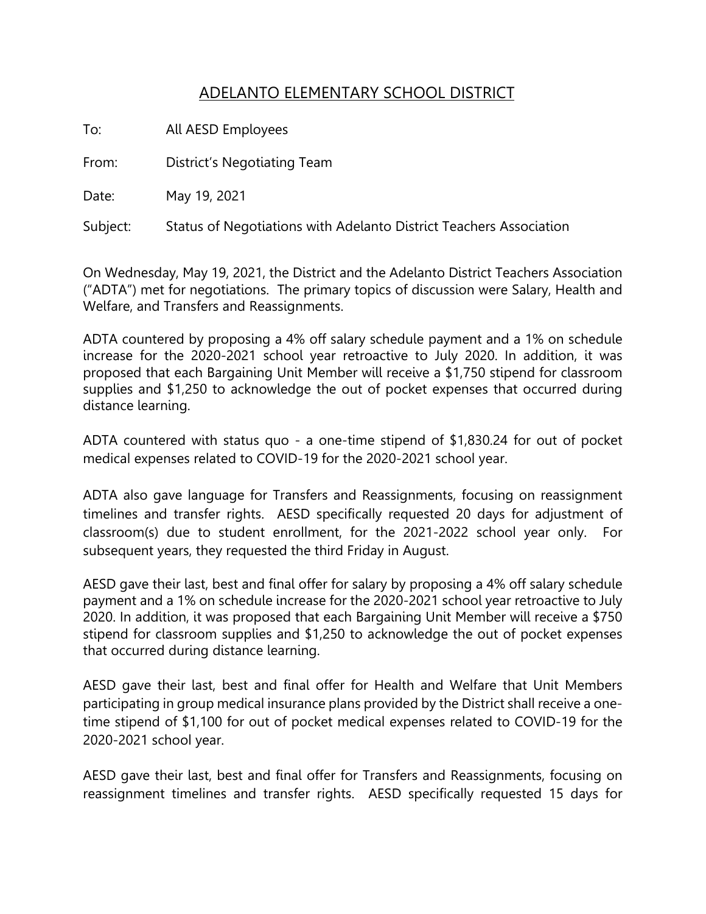# ADELANTO ELEMENTARY SCHOOL DISTRICT

To: All AESD Employees

From: District's Negotiating Team

Date: May 19, 2021

Subject: Status of Negotiations with Adelanto District Teachers Association

On Wednesday, May 19, 2021, the District and the Adelanto District Teachers Association ("ADTA") met for negotiations. The primary topics of discussion were Salary, Health and Welfare, and Transfers and Reassignments.

ADTA countered by proposing a 4% off salary schedule payment and a 1% on schedule increase for the 2020-2021 school year retroactive to July 2020. In addition, it was proposed that each Bargaining Unit Member will receive a $1,750 stipend for classroom supplies and $1,250 to acknowledge the out of pocket expenses that occurred during distance learning.

ADTA countered with status quo - a one-time stipend of $1,830.24 for out of pocket medical expenses related to COVID-19 for the 2020-2021 school year.

ADTA also gave language for Transfers and Reassignments, focusing on reassignment timelines and transfer rights. AESD specifically requested 20 days for adjustment of classroom(s) due to student enrollment, for the 2021-2022 school year only. For subsequent years, they requested the third Friday in August.

AESD gave their last, best and final offer for salary by proposing a 4% off salary schedule payment and a 1% on schedule increase for the 2020-2021 school year retroactive to July 2020. In addition, it was proposed that each Bargaining Unit Member will receive a $750 stipend for classroom supplies and $1,250 to acknowledge the out of pocket expenses that occurred during distance learning.

AESD gave their last, best and final offer for Health and Welfare that Unit Members participating in group medical insurance plans provided by the District shall receive a one-time stipend of $1,100 for out of pocket medical expenses related to COVID-19 for the 2020-2021 school year.

AESD gave their last, best and final offer for Transfers and Reassignments, focusing on reassignment timelines and transfer rights. AESD specifically requested 15 days for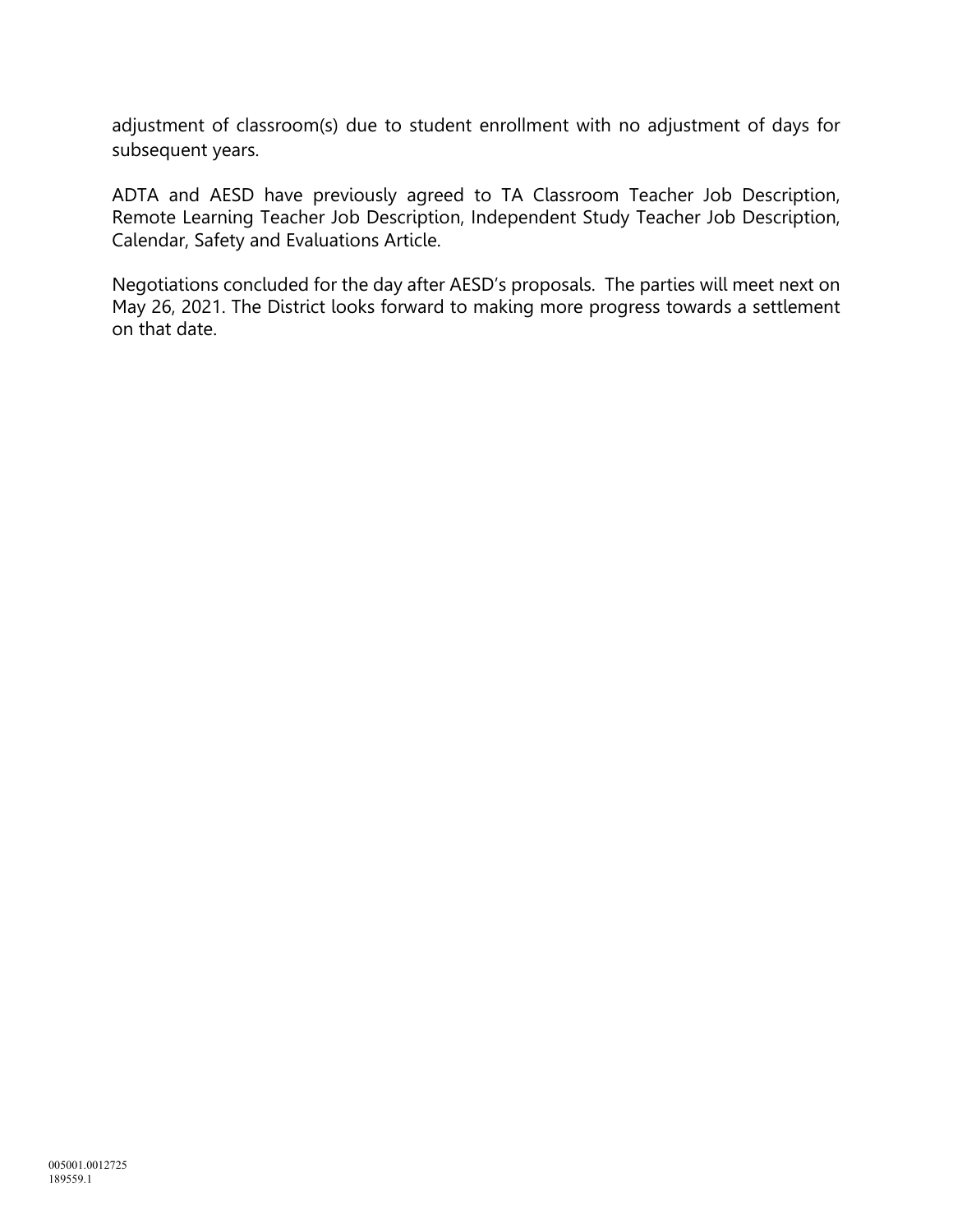adjustment of classroom(s) due to student enrollment with no adjustment of days for subsequent years.

ADTA and AESD have previously agreed to TA Classroom Teacher Job Description, Remote Learning Teacher Job Description, Independent Study Teacher Job Description, Calendar, Safety and Evaluations Article.

Negotiations concluded for the day after AESD's proposals. The parties will meet next on May 26, 2021. The District looks forward to making more progress towards a settlement on that date.

005001.0012725
189559.1